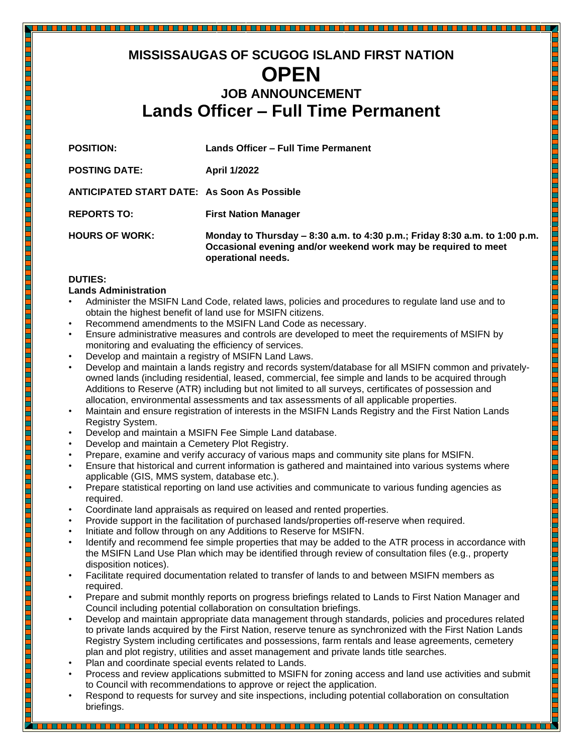# MISSISSAUGAS OF SCUGOG ISLAND FIRST NATION

# OPEN

## JOB ANNOUNCEMENT

# Lands Officer – Full Time Permanent

**POSITION:** **Lands Officer – Full Time Permanent**

**POSTING DATE:** **April 1/2022**

**ANTICIPATED START DATE:** **As Soon As Possible**

**REPORTS TO:** **First Nation Manager**

**HOURS OF WORK:** **Monday to Thursday – 8:30 a.m. to 4:30 p.m.; Friday 8:30 a.m. to 1:00 p.m. Occasional evening and/or weekend work may be required to meet operational needs.**

**DUTIES:**

**Lands Administration**

- Administer the MSIFN Land Code, related laws, policies and procedures to regulate land use and to obtain the highest benefit of land use for MSIFN citizens.
- Recommend amendments to the MSIFN Land Code as necessary.
- Ensure administrative measures and controls are developed to meet the requirements of MSIFN by monitoring and evaluating the efficiency of services.
- Develop and maintain a registry of MSIFN Land Laws.
- Develop and maintain a lands registry and records system/database for all MSIFN common and privately-owned lands (including residential, leased, commercial, fee simple and lands to be acquired through Additions to Reserve (ATR) including but not limited to all surveys, certificates of possession and allocation, environmental assessments and tax assessments of all applicable properties.
- Maintain and ensure registration of interests in the MSIFN Lands Registry and the First Nation Lands Registry System.
- Develop and maintain a MSIFN Fee Simple Land database.
- Develop and maintain a Cemetery Plot Registry.
- Prepare, examine and verify accuracy of various maps and community site plans for MSIFN.
- Ensure that historical and current information is gathered and maintained into various systems where applicable (GIS, MMS system, database etc.).
- Prepare statistical reporting on land use activities and communicate to various funding agencies as required.
- Coordinate land appraisals as required on leased and rented properties.
- Provide support in the facilitation of purchased lands/properties off-reserve when required.
- Initiate and follow through on any Additions to Reserve for MSIFN.
- Identify and recommend fee simple properties that may be added to the ATR process in accordance with the MSIFN Land Use Plan which may be identified through review of consultation files (e.g., property disposition notices).
- Facilitate required documentation related to transfer of lands to and between MSIFN members as required.
- Prepare and submit monthly reports on progress briefings related to Lands to First Nation Manager and Council including potential collaboration on consultation briefings.
- Develop and maintain appropriate data management through standards, policies and procedures related to private lands acquired by the First Nation, reserve tenure as synchronized with the First Nation Lands Registry System including certificates and possessions, farm rentals and lease agreements, cemetery plan and plot registry, utilities and asset management and private lands title searches.
- Plan and coordinate special events related to Lands.
- Process and review applications submitted to MSIFN for zoning access and land use activities and submit to Council with recommendations to approve or reject the application.
- Respond to requests for survey and site inspections, including potential collaboration on consultation briefings.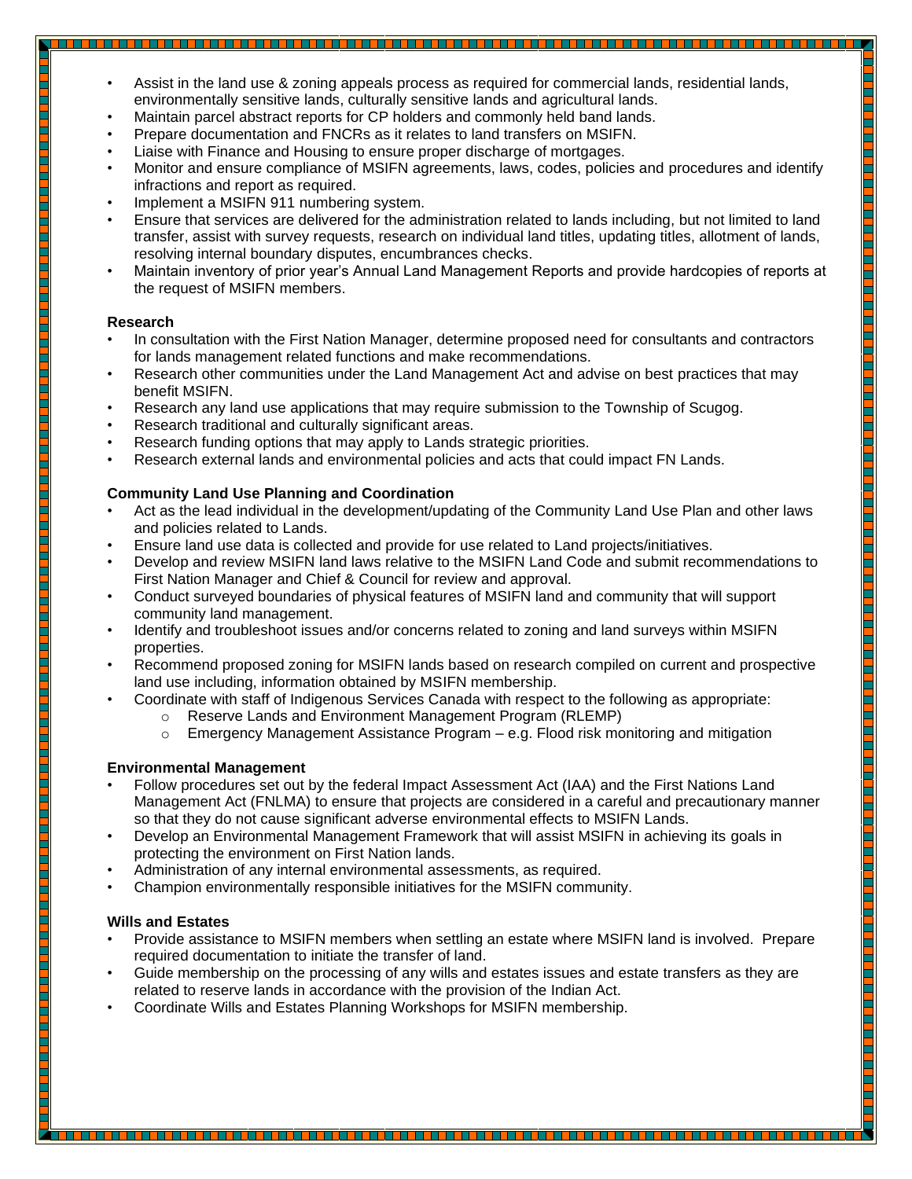- Assist in the land use & zoning appeals process as required for commercial lands, residential lands, environmentally sensitive lands, culturally sensitive lands and agricultural lands.
- Maintain parcel abstract reports for CP holders and commonly held band lands.
- Prepare documentation and FNCRs as it relates to land transfers on MSIFN.
- Liaise with Finance and Housing to ensure proper discharge of mortgages.
- Monitor and ensure compliance of MSIFN agreements, laws, codes, policies and procedures and identify infractions and report as required.
- Implement a MSIFN 911 numbering system.
- Ensure that services are delivered for the administration related to lands including, but not limited to land transfer, assist with survey requests, research on individual land titles, updating titles, allotment of lands, resolving internal boundary disputes, encumbrances checks.
- Maintain inventory of prior year's Annual Land Management Reports and provide hardcopies of reports at the request of MSIFN members.

**Research**

- In consultation with the First Nation Manager, determine proposed need for consultants and contractors for lands management related functions and make recommendations.
- Research other communities under the Land Management Act and advise on best practices that may benefit MSIFN.
- Research any land use applications that may require submission to the Township of Scugog.
- Research traditional and culturally significant areas.
- Research funding options that may apply to Lands strategic priorities.
- Research external lands and environmental policies and acts that could impact FN Lands.

**Community Land Use Planning and Coordination**

- Act as the lead individual in the development/updating of the Community Land Use Plan and other laws and policies related to Lands.
- Ensure land use data is collected and provide for use related to Land projects/initiatives.
- Develop and review MSIFN land laws relative to the MSIFN Land Code and submit recommendations to First Nation Manager and Chief & Council for review and approval.
- Conduct surveyed boundaries of physical features of MSIFN land and community that will support community land management.
- Identify and troubleshoot issues and/or concerns related to zoning and land surveys within MSIFN properties.
- Recommend proposed zoning for MSIFN lands based on research compiled on current and prospective land use including, information obtained by MSIFN membership.
- Coordinate with staff of Indigenous Services Canada with respect to the following as appropriate:
  - Reserve Lands and Environment Management Program (RLEMP)
  - Emergency Management Assistance Program – e.g. Flood risk monitoring and mitigation

**Environmental Management**

- Follow procedures set out by the federal Impact Assessment Act (IAA) and the First Nations Land Management Act (FNLMA) to ensure that projects are considered in a careful and precautionary manner so that they do not cause significant adverse environmental effects to MSIFN Lands.
- Develop an Environmental Management Framework that will assist MSIFN in achieving its goals in protecting the environment on First Nation lands.
- Administration of any internal environmental assessments, as required.
- Champion environmentally responsible initiatives for the MSIFN community.

**Wills and Estates**

- Provide assistance to MSIFN members when settling an estate where MSIFN land is involved. Prepare required documentation to initiate the transfer of land.
- Guide membership on the processing of any wills and estates issues and estate transfers as they are related to reserve lands in accordance with the provision of the Indian Act.
- Coordinate Wills and Estates Planning Workshops for MSIFN membership.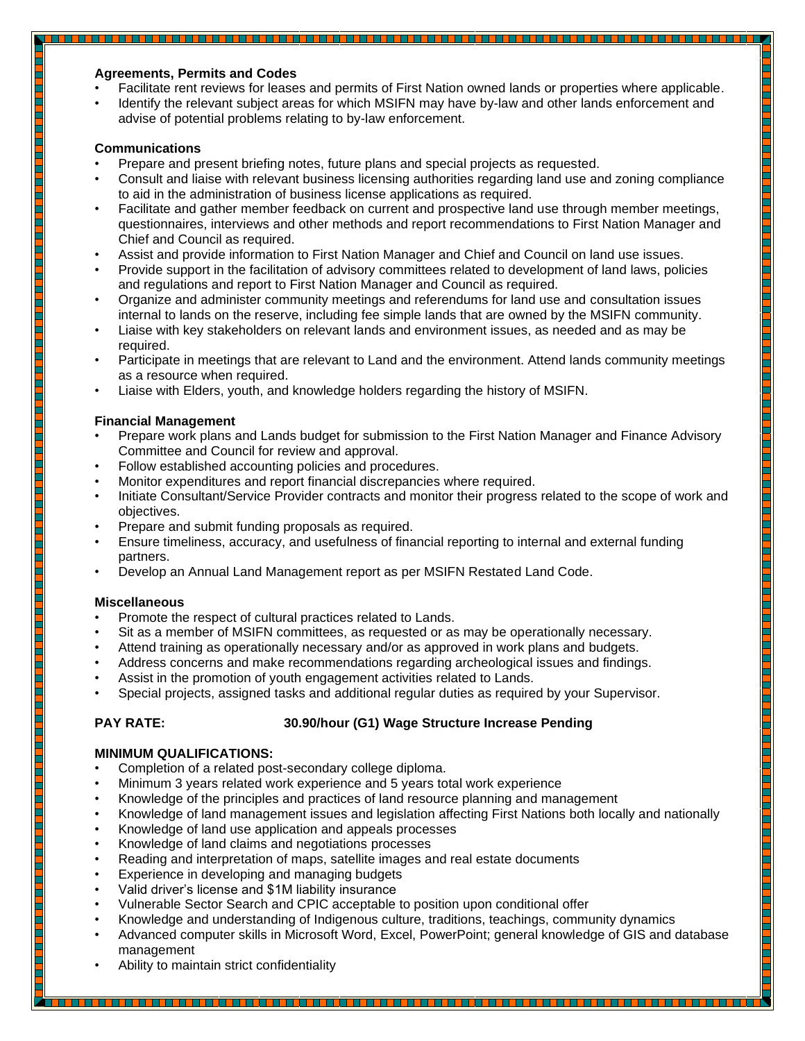**Agreements, Permits and Codes**

- Facilitate rent reviews for leases and permits of First Nation owned lands or properties where applicable.
- Identify the relevant subject areas for which MSIFN may have by-law and other lands enforcement and advise of potential problems relating to by-law enforcement.

**Communications**

- Prepare and present briefing notes, future plans and special projects as requested.
- Consult and liaise with relevant business licensing authorities regarding land use and zoning compliance to aid in the administration of business license applications as required.
- Facilitate and gather member feedback on current and prospective land use through member meetings, questionnaires, interviews and other methods and report recommendations to First Nation Manager and Chief and Council as required.
- Assist and provide information to First Nation Manager and Chief and Council on land use issues.
- Provide support in the facilitation of advisory committees related to development of land laws, policies and regulations and report to First Nation Manager and Council as required.
- Organize and administer community meetings and referendums for land use and consultation issues internal to lands on the reserve, including fee simple lands that are owned by the MSIFN community.
- Liaise with key stakeholders on relevant lands and environment issues, as needed and as may be required.
- Participate in meetings that are relevant to Land and the environment. Attend lands community meetings as a resource when required.
- Liaise with Elders, youth, and knowledge holders regarding the history of MSIFN.

**Financial Management**

- Prepare work plans and Lands budget for submission to the First Nation Manager and Finance Advisory Committee and Council for review and approval.
- Follow established accounting policies and procedures.
- Monitor expenditures and report financial discrepancies where required.
- Initiate Consultant/Service Provider contracts and monitor their progress related to the scope of work and objectives.
- Prepare and submit funding proposals as required.
- Ensure timeliness, accuracy, and usefulness of financial reporting to internal and external funding partners.
- Develop an Annual Land Management report as per MSIFN Restated Land Code.

**Miscellaneous**

- Promote the respect of cultural practices related to Lands.
- Sit as a member of MSIFN committees, as requested or as may be operationally necessary.
- Attend training as operationally necessary and/or as approved in work plans and budgets.
- Address concerns and make recommendations regarding archeological issues and findings.
- Assist in the promotion of youth engagement activities related to Lands.
- Special projects, assigned tasks and additional regular duties as required by your Supervisor.

**PAY RATE:** **30.90/hour (G1) Wage Structure Increase Pending**

**MINIMUM QUALIFICATIONS:**

- Completion of a related post-secondary college diploma.
- Minimum 3 years related work experience and 5 years total work experience
- Knowledge of the principles and practices of land resource planning and management
- Knowledge of land management issues and legislation affecting First Nations both locally and nationally
- Knowledge of land use application and appeals processes
- Knowledge of land claims and negotiations processes
- Reading and interpretation of maps, satellite images and real estate documents
- Experience in developing and managing budgets
- Valid driver's license and $1M liability insurance
- Vulnerable Sector Search and CPIC acceptable to position upon conditional offer
- Knowledge and understanding of Indigenous culture, traditions, teachings, community dynamics
- Advanced computer skills in Microsoft Word, Excel, PowerPoint; general knowledge of GIS and database management
- Ability to maintain strict confidentiality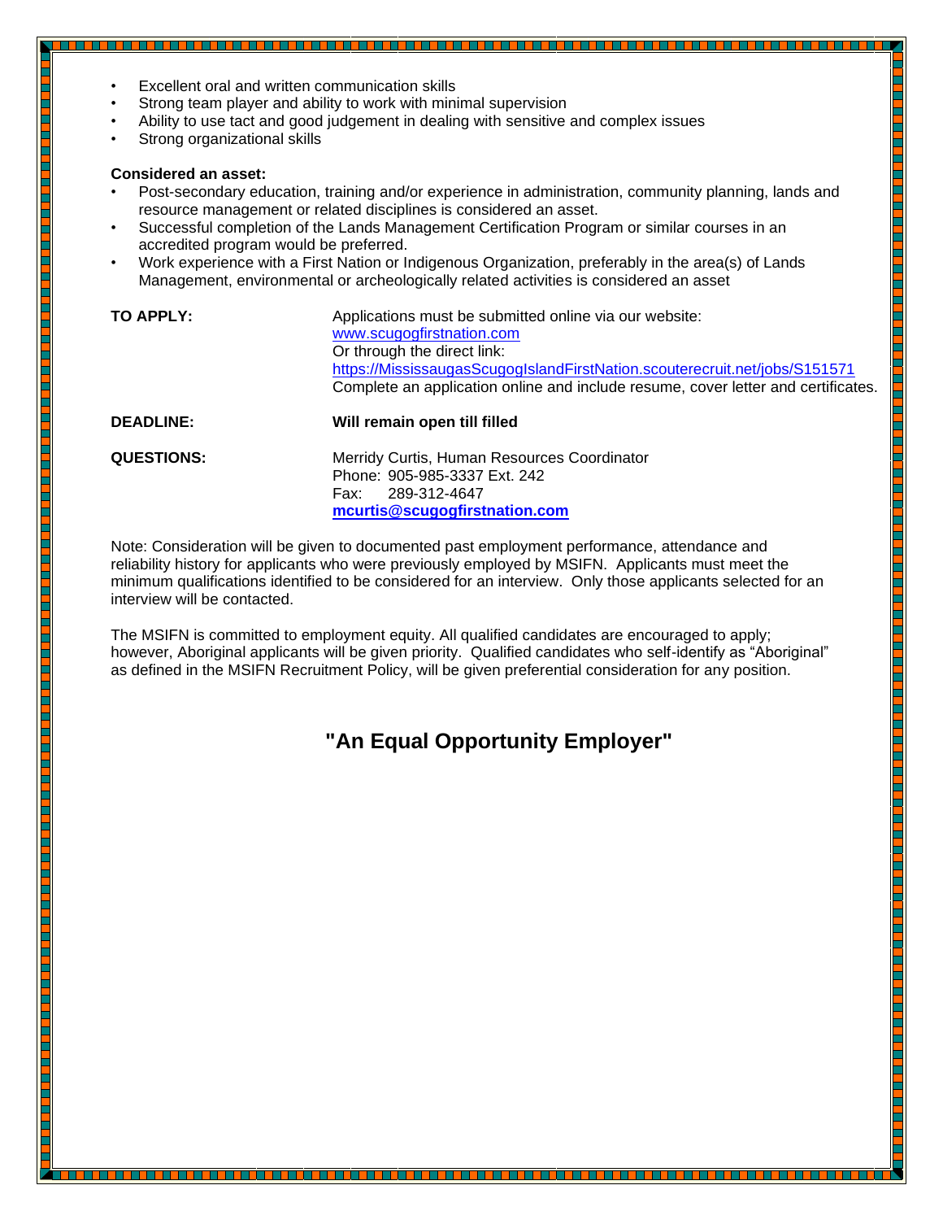- Excellent oral and written communication skills
- Strong team player and ability to work with minimal supervision
- Ability to use tact and good judgement in dealing with sensitive and complex issues
- Strong organizational skills

**Considered an asset:**

- Post-secondary education, training and/or experience in administration, community planning, lands and resource management or related disciplines is considered an asset.
- Successful completion of the Lands Management Certification Program or similar courses in an accredited program would be preferred.
- Work experience with a First Nation or Indigenous Organization, preferably in the area(s) of Lands Management, environmental or archeologically related activities is considered an asset

**TO APPLY:** Applications must be submitted online via our website:
www.scugogfirstnation.com
Or through the direct link:
https://MississaugasScugogIslandFirstNation.scouterecruit.net/jobs/S151571
Complete an application online and include resume, cover letter and certificates.

**DEADLINE:** **Will remain open till filled**

**QUESTIONS:** Merridy Curtis, Human Resources Coordinator
Phone: 905-985-3337 Ext. 242
Fax: 289-312-4647
**mcurtis@scugogfirstnation.com**

Note: Consideration will be given to documented past employment performance, attendance and reliability history for applicants who were previously employed by MSIFN. Applicants must meet the minimum qualifications identified to be considered for an interview. Only those applicants selected for an interview will be contacted.

The MSIFN is committed to employment equity. All qualified candidates are encouraged to apply; however, Aboriginal applicants will be given priority. Qualified candidates who self-identify as "Aboriginal" as defined in the MSIFN Recruitment Policy, will be given preferential consideration for any position.

## "An Equal Opportunity Employer"